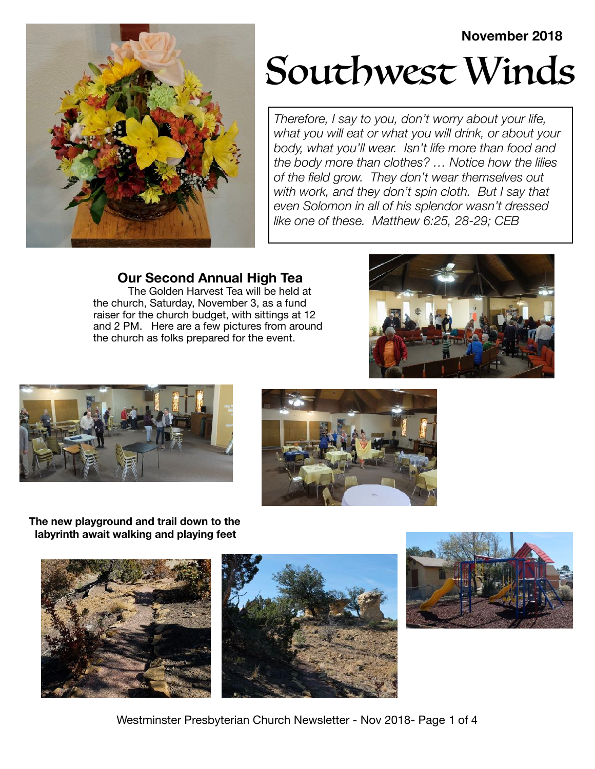November 2018

# Southwest Winds

*Therefore, I say to you, don't worry about your life, what you will eat or what you will drink, or about your body, what you'll wear. Isn't life more than food and the body more than clothes? … Notice how the lilies of the field grow. They don't wear themselves out with work, and they don't spin cloth. But I say that even Solomon in all of his splendor wasn't dressed like one of these. Matthew 6:25, 28-29; CEB*

## Our Second Annual High Tea

The Golden Harvest Tea will be held at the church, Saturday, November 3, as a fund raiser for the church budget, with sittings at 12 and 2 PM. Here are a few pictures from around the church as folks prepared for the event.

**The new playground and trail down to the labyrinth await walking and playing feet**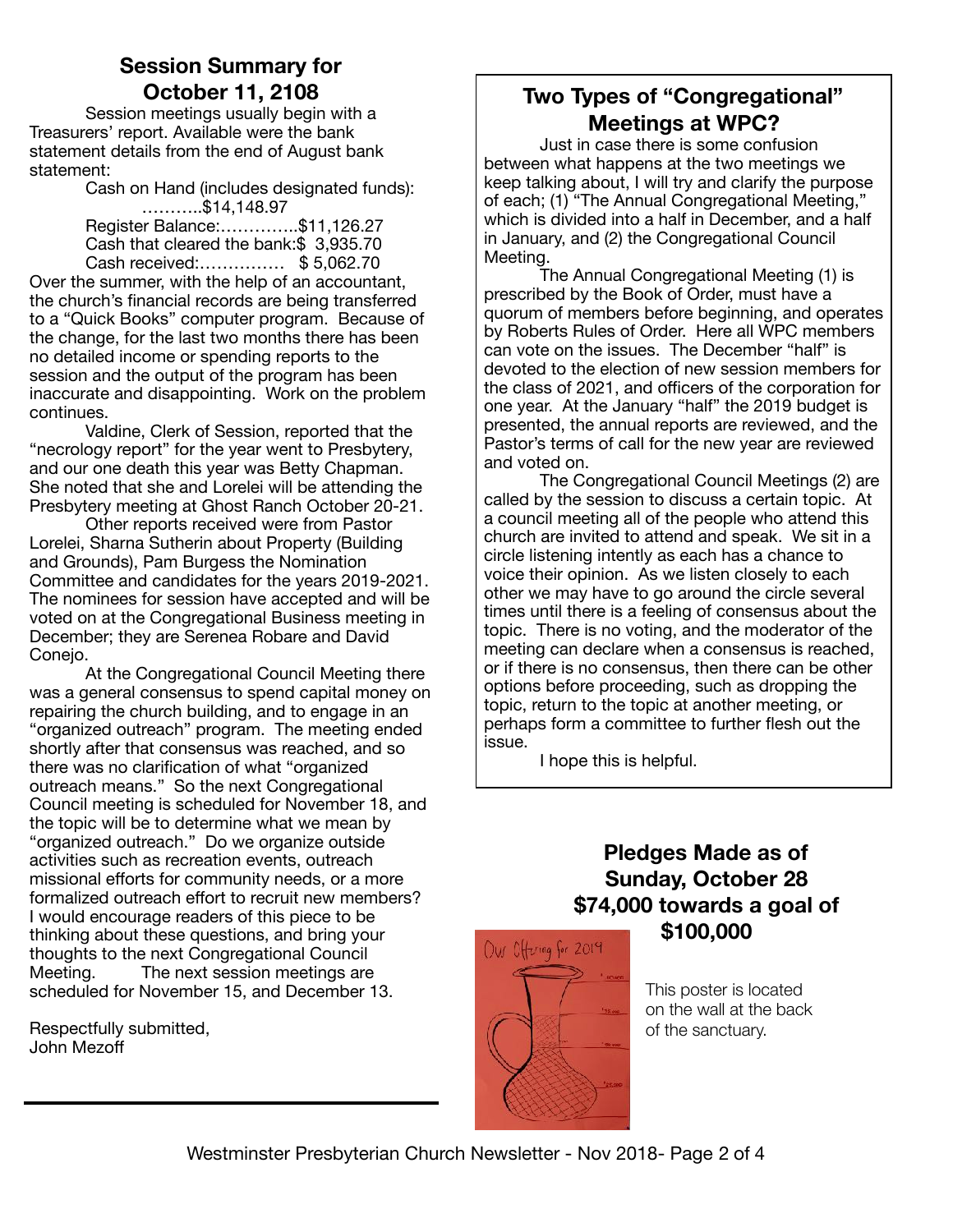## Session Summary for October 11, 2108

Session meetings usually begin with a Treasurers' report. Available were the bank statement details from the end of August bank statement:

Cash on Hand (includes designated funds): ………..$14,148.97
Register Balance:…………..$11,126.27
Cash that cleared the bank:$ 3,935.70
Cash received:…………… $ 5,062.70

Over the summer, with the help of an accountant, the church's financial records are being transferred to a "Quick Books" computer program. Because of the change, for the last two months there has been no detailed income or spending reports to the session and the output of the program has been inaccurate and disappointing. Work on the problem continues.

Valdine, Clerk of Session, reported that the "necrology report" for the year went to Presbytery, and our one death this year was Betty Chapman. She noted that she and Lorelei will be attending the Presbytery meeting at Ghost Ranch October 20-21.

Other reports received were from Pastor Lorelei, Sharna Sutherin about Property (Building and Grounds), Pam Burgess the Nomination Committee and candidates for the years 2019-2021. The nominees for session have accepted and will be voted on at the Congregational Business meeting in December; they are Serenea Robare and David Conejo.

At the Congregational Council Meeting there was a general consensus to spend capital money on repairing the church building, and to engage in an "organized outreach" program. The meeting ended shortly after that consensus was reached, and so there was no clarification of what "organized outreach means." So the next Congregational Council meeting is scheduled for November 18, and the topic will be to determine what we mean by "organized outreach." Do we organize outside activities such as recreation events, outreach missional efforts for community needs, or a more formalized outreach effort to recruit new members? I would encourage readers of this piece to be thinking about these questions, and bring your thoughts to the next Congregational Council Meeting. The next session meetings are scheduled for November 15, and December 13.

Respectfully submitted,
John Mezoff

## Two Types of "Congregational" Meetings at WPC?

Just in case there is some confusion between what happens at the two meetings we keep talking about, I will try and clarify the purpose of each; (1) "The Annual Congregational Meeting," which is divided into a half in December, and a half in January, and (2) the Congregational Council Meeting.

The Annual Congregational Meeting (1) is prescribed by the Book of Order, must have a quorum of members before beginning, and operates by Roberts Rules of Order. Here all WPC members can vote on the issues. The December "half" is devoted to the election of new session members for the class of 2021, and officers of the corporation for one year. At the January "half" the 2019 budget is presented, the annual reports are reviewed, and the Pastor's terms of call for the new year are reviewed and voted on.

The Congregational Council Meetings (2) are called by the session to discuss a certain topic. At a council meeting all of the people who attend this church are invited to attend and speak. We sit in a circle listening intently as each has a chance to voice their opinion. As we listen closely to each other we may have to go around the circle several times until there is a feeling of consensus about the topic. There is no voting, and the moderator of the meeting can declare when a consensus is reached, or if there is no consensus, then there can be other options before proceeding, such as dropping the topic, return to the topic at another meeting, or perhaps form a committee to further flesh out the issue.

I hope this is helpful.

## Pledges Made as of Sunday, October 28 $74,000 towards a goal of $100,000

This poster is located on the wall at the back of the sanctuary.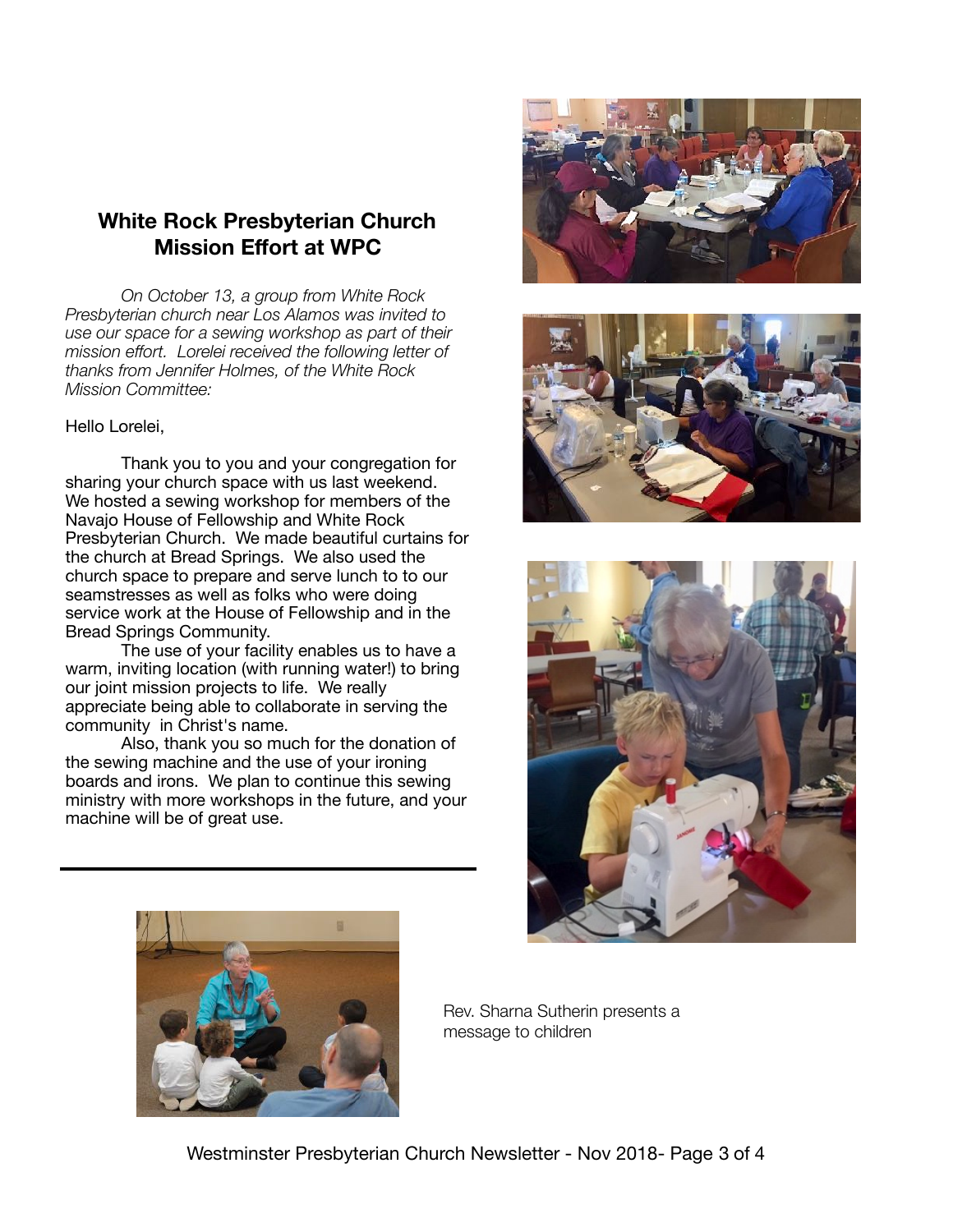## White Rock Presbyterian Church Mission Effort at WPC

*On October 13, a group from White Rock Presbyterian church near Los Alamos was invited to use our space for a sewing workshop as part of their mission effort. Lorelei received the following letter of thanks from Jennifer Holmes, of the White Rock Mission Committee:*

Hello Lorelei,

Thank you to you and your congregation for sharing your church space with us last weekend. We hosted a sewing workshop for members of the Navajo House of Fellowship and White Rock Presbyterian Church. We made beautiful curtains for the church at Bread Springs. We also used the church space to prepare and serve lunch to to our seamstresses as well as folks who were doing service work at the House of Fellowship and in the Bread Springs Community.

The use of your facility enables us to have a warm, inviting location (with running water!) to bring our joint mission projects to life. We really appreciate being able to collaborate in serving the community in Christ's name.

Also, thank you so much for the donation of the sewing machine and the use of your ironing boards and irons. We plan to continue this sewing ministry with more workshops in the future, and your machine will be of great use.

---

Rev. Sharna Sutherin presents a message to children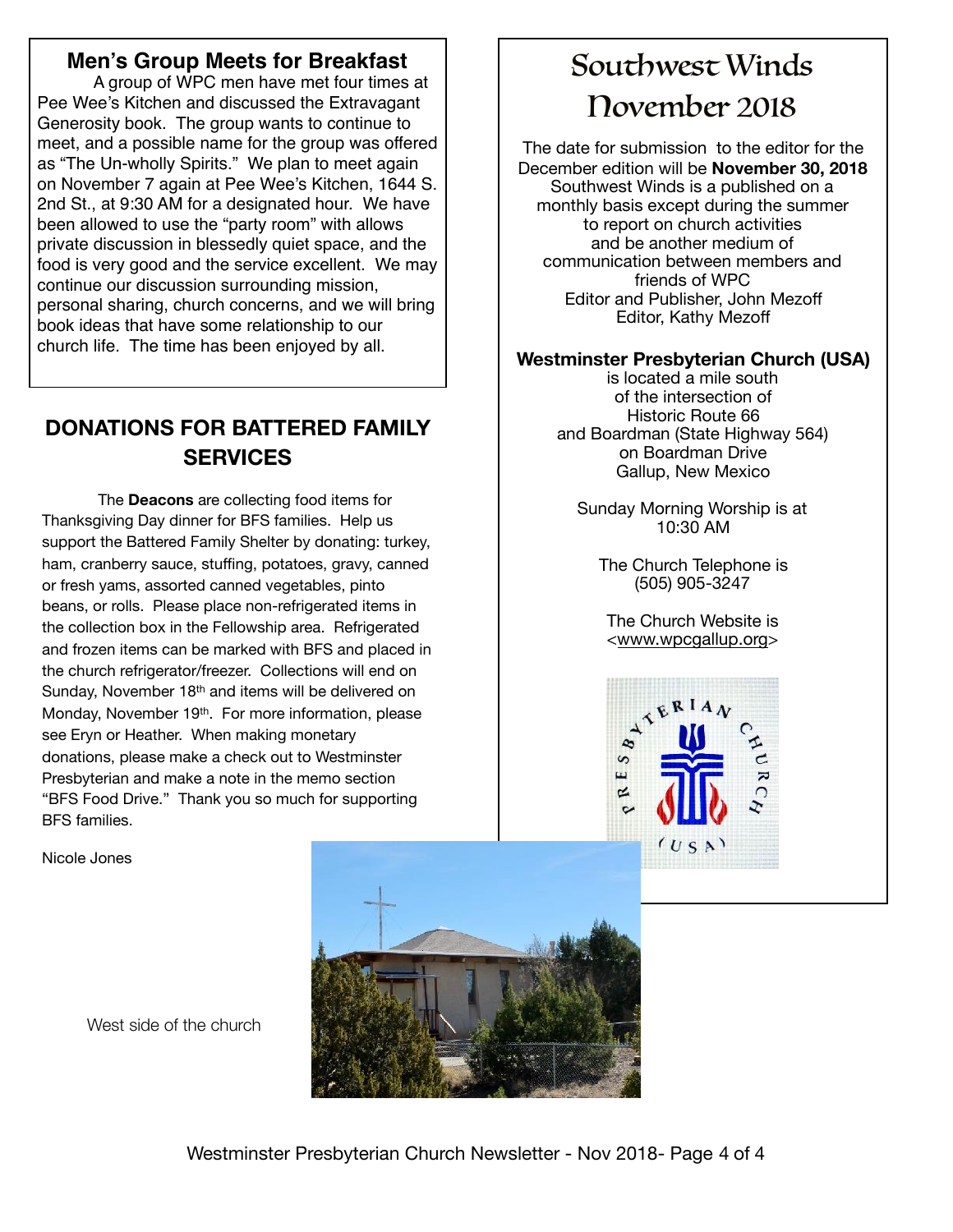## Men's Group Meets for Breakfast

A group of WPC men have met four times at Pee Wee's Kitchen and discussed the Extravagant Generosity book. The group wants to continue to meet, and a possible name for the group was offered as "The Un-wholly Spirits." We plan to meet again on November 7 again at Pee Wee's Kitchen, 1644 S. 2nd St., at 9:30 AM for a designated hour. We have been allowed to use the "party room" with allows private discussion in blessedly quiet space, and the food is very good and the service excellent. We may continue our discussion surrounding mission, personal sharing, church concerns, and we will bring book ideas that have some relationship to our church life. The time has been enjoyed by all.

## DONATIONS FOR BATTERED FAMILY SERVICES

The **Deacons** are collecting food items for Thanksgiving Day dinner for BFS families. Help us support the Battered Family Shelter by donating: turkey, ham, cranberry sauce, stuffing, potatoes, gravy, canned or fresh yams, assorted canned vegetables, pinto beans, or rolls. Please place non-refrigerated items in the collection box in the Fellowship area. Refrigerated and frozen items can be marked with BFS and placed in the church refrigerator/freezer. Collections will end on Sunday, November 18th and items will be delivered on Monday, November 19th. For more information, please see Eryn or Heather. When making monetary donations, please make a check out to Westminster Presbyterian and make a note in the memo section "BFS Food Drive." Thank you so much for supporting BFS families.

Nicole Jones

West side of the church

# Southwest Winds November 2018

The date for submission to the editor for the December edition will be **November 30, 2018**
Southwest Winds is a published on a monthly basis except during the summer to report on church activities and be another medium of communication between members and friends of WPC
Editor and Publisher, John Mezoff
Editor, Kathy Mezoff

**Westminster Presbyterian Church (USA)**
is located a mile south of the intersection of Historic Route 66 and Boardman (State Highway 564) on Boardman Drive
Gallup, New Mexico

Sunday Morning Worship is at 10:30 AM

The Church Telephone is (505) 905-3247

The Church Website is <www.wpcgallup.org>